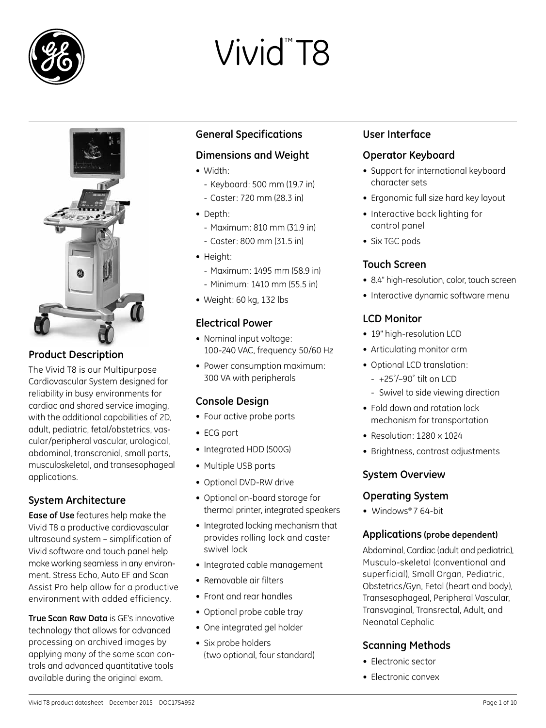# Vivid™ T8

## Product Description

The Vivid T8 is our Multipurpose Cardiovascular System designed for reliability in busy environments for cardiac and shared service imaging, with the additional capabilities of 2D, adult, pediatric, fetal/obstetrics, vascular/peripheral vascular, urological, abdominal, transcranial, small parts, musculoskeletal, and transesophageal applications.

## System Architecture

**Ease of Use** features help make the Vivid T8 a productive cardiovascular ultrasound system – simplification of Vivid software and touch panel help make working seamless in any environment. Stress Echo, Auto EF and Scan Assist Pro help allow for a productive environment with added efficiency.

**True Scan Raw Data** is GE's innovative technology that allows for advanced processing on archived images by applying many of the same scan controls and advanced quantitative tools available during the original exam.

## General Specifications

### Dimensions and Weight

- Width:
  - Keyboard: 500 mm (19.7 in)
  - Caster: 720 mm (28.3 in)
- Depth:
  - Maximum: 810 mm (31.9 in)
  - Caster: 800 mm (31.5 in)
- Height:
  - Maximum: 1495 mm (58.9 in)
  - Minimum: 1410 mm (55.5 in)
- Weight: 60 kg, 132 lbs

### Electrical Power

- Nominal input voltage: 100-240 VAC, frequency 50/60 Hz
- Power consumption maximum: 300 VA with peripherals

### Console Design

- Four active probe ports
- ECG port
- Integrated HDD (500G)
- Multiple USB ports
- Optional DVD-RW drive
- Optional on-board storage for thermal printer, integrated speakers
- Integrated locking mechanism that provides rolling lock and caster swivel lock
- Integrated cable management
- Removable air filters
- Front and rear handles
- Optional probe cable tray
- One integrated gel holder
- Six probe holders (two optional, four standard)

## User Interface

### Operator Keyboard

- Support for international keyboard character sets
- Ergonomic full size hard key layout
- Interactive back lighting for control panel
- Six TGC pods

### Touch Screen

- 8.4" high-resolution, color, touch screen
- Interactive dynamic software menu

### LCD Monitor

- 19" high-resolution LCD
- Articulating monitor arm
- Optional LCD translation:
  - +25˚/–90˚ tilt on LCD
  - Swivel to side viewing direction
- Fold down and rotation lock mechanism for transportation
- Resolution: 1280 x 1024
- Brightness, contrast adjustments

## System Overview

### Operating System

- Windows® 7 64-bit

### Applications (probe dependent)

Abdominal, Cardiac (adult and pediatric), Musculo-skeletal (conventional and superficial), Small Organ, Pediatric, Obstetrics/Gyn, Fetal (heart and body), Transesophageal, Peripheral Vascular, Transvaginal, Transrectal, Adult, and Neonatal Cephalic

### Scanning Methods

- Electronic sector
- Electronic convex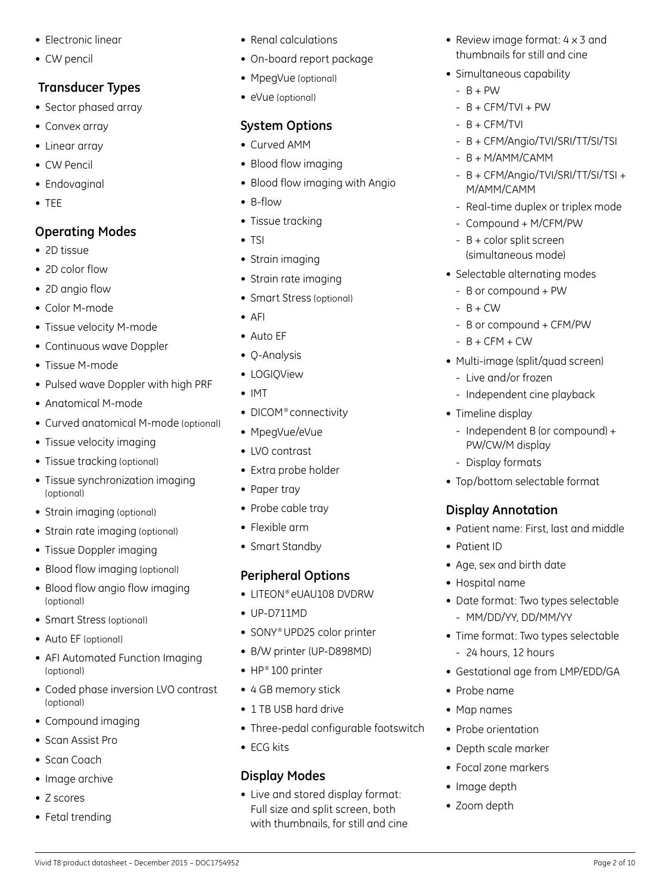- Electronic linear
- CW pencil

## Transducer Types

- Sector phased array
- Convex array
- Linear array
- CW Pencil
- Endovaginal
- TEE

## Operating Modes

- 2D tissue
- 2D color flow
- 2D angio flow
- Color M-mode
- Tissue velocity M-mode
- Continuous wave Doppler
- Tissue M-mode
- Pulsed wave Doppler with high PRF
- Anatomical M-mode
- Curved anatomical M-mode (optional)
- Tissue velocity imaging
- Tissue tracking (optional)
- Tissue synchronization imaging (optional)
- Strain imaging (optional)
- Strain rate imaging (optional)
- Tissue Doppler imaging
- Blood flow imaging (optional)
- Blood flow angio flow imaging (optional)
- Smart Stress (optional)
- Auto EF (optional)
- AFI Automated Function Imaging (optional)
- Coded phase inversion LVO contrast (optional)
- Compound imaging
- Scan Assist Pro
- Scan Coach
- Image archive
- Z scores
- Fetal trending
- Renal calculations
- On-board report package
- MpegVue (optional)
- eVue (optional)

## System Options

- Curved AMM
- Blood flow imaging
- Blood flow imaging with Angio
- B-flow
- Tissue tracking
- TSI
- Strain imaging
- Strain rate imaging
- Smart Stress (optional)
- AFI
- Auto EF
- Q-Analysis
- LOGIQView
- IMT
- DICOM® connectivity
- MpegVue/eVue
- LVO contrast
- Extra probe holder
- Paper tray
- Probe cable tray
- Flexible arm
- Smart Standby

## Peripheral Options

- LITEON® eUAU108 DVDRW
- UP-D711MD
- SONY® UPD25 color printer
- B/W printer (UP-D898MD)
- HP® 100 printer
- 4 GB memory stick
- 1 TB USB hard drive
- Three-pedal configurable footswitch
- ECG kits

## Display Modes

- Live and stored display format: Full size and split screen, both with thumbnails, for still and cine
- Review image format: 4 x 3 and thumbnails for still and cine
- Simultaneous capability
  - B + PW
  - B + CFM/TVI + PW
  - B + CFM/TVI
  - B + CFM/Angio/TVI/SRI/TT/SI/TSI
  - B + M/AMM/CAMM
  - B + CFM/Angio/TVI/SRI/TT/SI/TSI + M/AMM/CAMM
  - Real-time duplex or triplex mode
  - Compound + M/CFM/PW
  - B + color split screen (simultaneous mode)
- Selectable alternating modes
  - B or compound + PW
  - B + CW
  - B or compound + CFM/PW
  - B + CFM + CW
- Multi-image (split/quad screen)
  - Live and/or frozen
  - Independent cine playback
- Timeline display
  - Independent B (or compound) + PW/CW/M display
  - Display formats
- Top/bottom selectable format

## Display Annotation

- Patient name: First, last and middle
- Patient ID
- Age, sex and birth date
- Hospital name
- Date format: Two types selectable
  - MM/DD/YY, DD/MM/YY
- Time format: Two types selectable
  - 24 hours, 12 hours
- Gestational age from LMP/EDD/GA
- Probe name
- Map names
- Probe orientation
- Depth scale marker
- Focal zone markers
- Image depth
- Zoom depth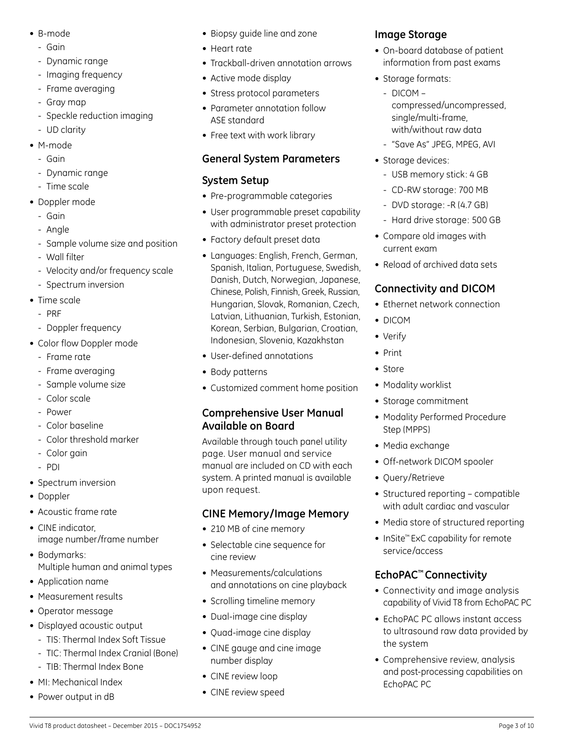- B-mode
  - Gain
  - Dynamic range
  - Imaging frequency
  - Frame averaging
  - Gray map
  - Speckle reduction imaging
  - UD clarity
- M-mode
  - Gain
  - Dynamic range
  - Time scale
- Doppler mode
  - Gain
  - Angle
  - Sample volume size and position
  - Wall filter
  - Velocity and/or frequency scale
  - Spectrum inversion
- Time scale
  - PRF
  - Doppler frequency
- Color flow Doppler mode
  - Frame rate
  - Frame averaging
  - Sample volume size
  - Color scale
  - Power
  - Color baseline
  - Color threshold marker
  - Color gain
  - PDI
- Spectrum inversion
- Doppler
- Acoustic frame rate
- CINE indicator, image number/frame number
- Bodymarks: Multiple human and animal types
- Application name
- Measurement results
- Operator message
- Displayed acoustic output
  - TIS: Thermal Index Soft Tissue
  - TIC: Thermal Index Cranial (Bone)
  - TIB: Thermal Index Bone
- MI: Mechanical Index
- Power output in dB
- Biopsy guide line and zone
- Heart rate
- Trackball-driven annotation arrows
- Active mode display
- Stress protocol parameters
- Parameter annotation follow ASE standard
- Free text with work library

## General System Parameters

### System Setup

- Pre-programmable categories
- User programmable preset capability with administrator preset protection
- Factory default preset data
- Languages: English, French, German, Spanish, Italian, Portuguese, Swedish, Danish, Dutch, Norwegian, Japanese, Chinese, Polish, Finnish, Greek, Russian, Hungarian, Slovak, Romanian, Czech, Latvian, Lithuanian, Turkish, Estonian, Korean, Serbian, Bulgarian, Croatian, Indonesian, Slovenia, Kazakhstan
- User-defined annotations
- Body patterns
- Customized comment home position

### Comprehensive User Manual Available on Board

Available through touch panel utility page. User manual and service manual are included on CD with each system. A printed manual is available upon request.

### CINE Memory/Image Memory

- 210 MB of cine memory
- Selectable cine sequence for cine review
- Measurements/calculations and annotations on cine playback
- Scrolling timeline memory
- Dual-image cine display
- Quad-image cine display
- CINE gauge and cine image number display
- CINE review loop
- CINE review speed

### Image Storage

- On-board database of patient information from past exams
- Storage formats:
  - DICOM – compressed/uncompressed, single/multi-frame, with/without raw data
  - "Save As" JPEG, MPEG, AVI
- Storage devices:
  - USB memory stick: 4 GB
  - CD-RW storage: 700 MB
  - DVD storage: -R (4.7 GB)
  - Hard drive storage: 500 GB
- Compare old images with current exam
- Reload of archived data sets

### Connectivity and DICOM

- Ethernet network connection
- DICOM
- Verify
- Print
- Store
- Modality worklist
- Storage commitment
- Modality Performed Procedure Step (MPPS)
- Media exchange
- Off-network DICOM spooler
- Query/Retrieve
- Structured reporting – compatible with adult cardiac and vascular
- Media store of structured reporting
- InSite™ ExC capability for remote service/access

### EchoPAC™ Connectivity

- Connectivity and image analysis capability of Vivid T8 from EchoPAC PC
- EchoPAC PC allows instant access to ultrasound raw data provided by the system
- Comprehensive review, analysis and post-processing capabilities on EchoPAC PC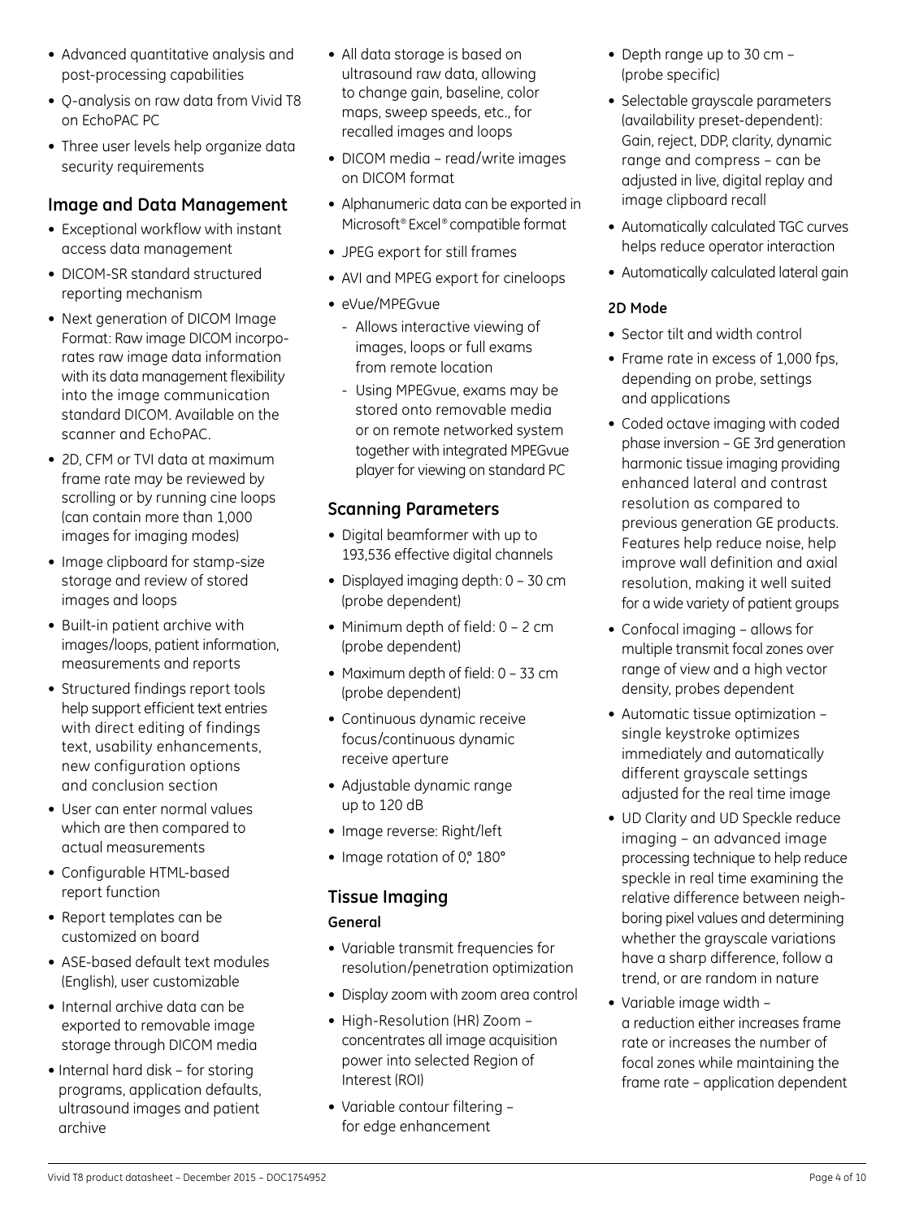- Advanced quantitative analysis and post-processing capabilities
- Q-analysis on raw data from Vivid T8 on EchoPAC PC
- Three user levels help organize data security requirements

## Image and Data Management

- Exceptional workflow with instant access data management
- DICOM-SR standard structured reporting mechanism
- Next generation of DICOM Image Format: Raw image DICOM incorporates raw image data information with its data management flexibility into the image communication standard DICOM. Available on the scanner and EchoPAC.
- 2D, CFM or TVI data at maximum frame rate may be reviewed by scrolling or by running cine loops (can contain more than 1,000 images for imaging modes)
- Image clipboard for stamp-size storage and review of stored images and loops
- Built-in patient archive with images/loops, patient information, measurements and reports
- Structured findings report tools help support efficient text entries with direct editing of findings text, usability enhancements, new configuration options and conclusion section
- User can enter normal values which are then compared to actual measurements
- Configurable HTML-based report function
- Report templates can be customized on board
- ASE-based default text modules (English), user customizable
- Internal archive data can be exported to removable image storage through DICOM media
- Internal hard disk – for storing programs, application defaults, ultrasound images and patient archive
- All data storage is based on ultrasound raw data, allowing to change gain, baseline, color maps, sweep speeds, etc., for recalled images and loops
- DICOM media – read/write images on DICOM format
- Alphanumeric data can be exported in Microsoft® Excel® compatible format
- JPEG export for still frames
- AVI and MPEG export for cineloops
- eVue/MPEGvue
  - Allows interactive viewing of images, loops or full exams from remote location
  - Using MPEGvue, exams may be stored onto removable media or on remote networked system together with integrated MPEGvue player for viewing on standard PC

## Scanning Parameters

- Digital beamformer with up to 193,536 effective digital channels
- Displayed imaging depth: 0 – 30 cm (probe dependent)
- Minimum depth of field: 0 – 2 cm (probe dependent)
- Maximum depth of field: 0 – 33 cm (probe dependent)
- Continuous dynamic receive focus/continuous dynamic receive aperture
- Adjustable dynamic range up to 120 dB
- Image reverse: Right/left
- Image rotation of 0°, 180°

## Tissue Imaging

### General

- Variable transmit frequencies for resolution/penetration optimization
- Display zoom with zoom area control
- High-Resolution (HR) Zoom – concentrates all image acquisition power into selected Region of Interest (ROI)
- Variable contour filtering – for edge enhancement
- Depth range up to 30 cm – (probe specific)
- Selectable grayscale parameters (availability preset-dependent): Gain, reject, DDP, clarity, dynamic range and compress – can be adjusted in live, digital replay and image clipboard recall
- Automatically calculated TGC curves helps reduce operator interaction
- Automatically calculated lateral gain

### 2D Mode

- Sector tilt and width control
- Frame rate in excess of 1,000 fps, depending on probe, settings and applications
- Coded octave imaging with coded phase inversion – GE 3rd generation harmonic tissue imaging providing enhanced lateral and contrast resolution as compared to previous generation GE products. Features help reduce noise, help improve wall definition and axial resolution, making it well suited for a wide variety of patient groups
- Confocal imaging – allows for multiple transmit focal zones over range of view and a high vector density, probes dependent
- Automatic tissue optimization – single keystroke optimizes immediately and automatically different grayscale settings adjusted for the real time image
- UD Clarity and UD Speckle reduce imaging – an advanced image processing technique to help reduce speckle in real time examining the relative difference between neighboring pixel values and determining whether the grayscale variations have a sharp difference, follow a trend, or are random in nature
- Variable image width – a reduction either increases frame rate or increases the number of focal zones while maintaining the frame rate – application dependent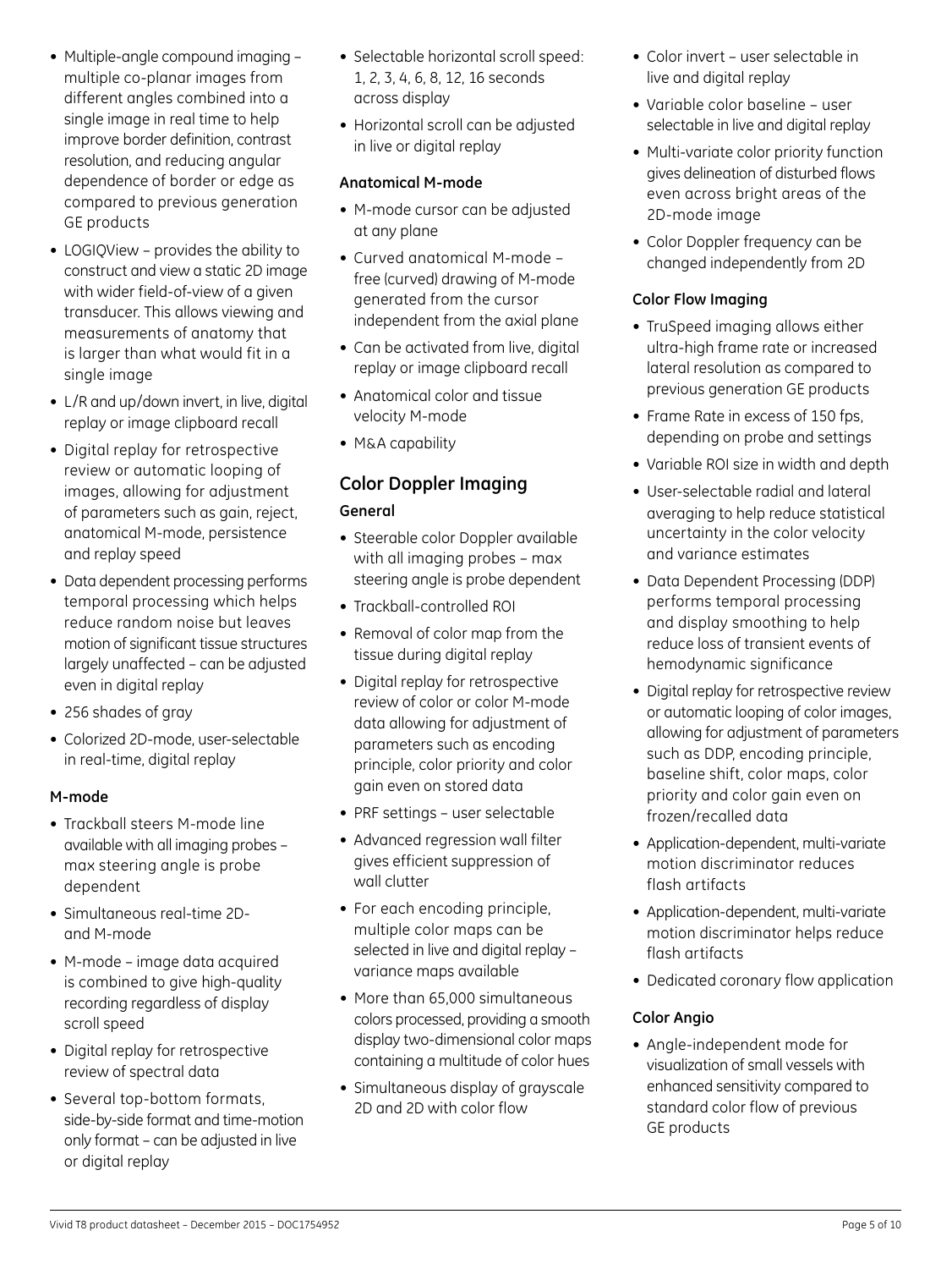- Multiple-angle compound imaging – multiple co-planar images from different angles combined into a single image in real time to help improve border definition, contrast resolution, and reducing angular dependence of border or edge as compared to previous generation GE products
- LOGIQView – provides the ability to construct and view a static 2D image with wider field-of-view of a given transducer. This allows viewing and measurements of anatomy that is larger than what would fit in a single image
- L/R and up/down invert, in live, digital replay or image clipboard recall
- Digital replay for retrospective review or automatic looping of images, allowing for adjustment of parameters such as gain, reject, anatomical M-mode, persistence and replay speed
- Data dependent processing performs temporal processing which helps reduce random noise but leaves motion of significant tissue structures largely unaffected – can be adjusted even in digital replay
- 256 shades of gray
- Colorized 2D-mode, user-selectable in real-time, digital replay

#### M-mode

- Trackball steers M-mode line available with all imaging probes – max steering angle is probe dependent
- Simultaneous real-time 2D- and M-mode
- M-mode – image data acquired is combined to give high-quality recording regardless of display scroll speed
- Digital replay for retrospective review of spectral data
- Several top-bottom formats, side-by-side format and time-motion only format – can be adjusted in live or digital replay
- Selectable horizontal scroll speed: 1, 2, 3, 4, 6, 8, 12, 16 seconds across display
- Horizontal scroll can be adjusted in live or digital replay

#### Anatomical M-mode

- M-mode cursor can be adjusted at any plane
- Curved anatomical M-mode – free (curved) drawing of M-mode generated from the cursor independent from the axial plane
- Can be activated from live, digital replay or image clipboard recall
- Anatomical color and tissue velocity M-mode
- M&A capability

### Color Doppler Imaging

#### General

- Steerable color Doppler available with all imaging probes – max steering angle is probe dependent
- Trackball-controlled ROI
- Removal of color map from the tissue during digital replay
- Digital replay for retrospective review of color or color M-mode data allowing for adjustment of parameters such as encoding principle, color priority and color gain even on stored data
- PRF settings – user selectable
- Advanced regression wall filter gives efficient suppression of wall clutter
- For each encoding principle, multiple color maps can be selected in live and digital replay – variance maps available
- More than 65,000 simultaneous colors processed, providing a smooth display two-dimensional color maps containing a multitude of color hues
- Simultaneous display of grayscale 2D and 2D with color flow
- Color invert – user selectable in live and digital replay
- Variable color baseline – user selectable in live and digital replay
- Multi-variate color priority function gives delineation of disturbed flows even across bright areas of the 2D-mode image
- Color Doppler frequency can be changed independently from 2D

#### Color Flow Imaging

- TruSpeed imaging allows either ultra-high frame rate or increased lateral resolution as compared to previous generation GE products
- Frame Rate in excess of 150 fps, depending on probe and settings
- Variable ROI size in width and depth
- User-selectable radial and lateral averaging to help reduce statistical uncertainty in the color velocity and variance estimates
- Data Dependent Processing (DDP) performs temporal processing and display smoothing to help reduce loss of transient events of hemodynamic significance
- Digital replay for retrospective review or automatic looping of color images, allowing for adjustment of parameters such as DDP, encoding principle, baseline shift, color maps, color priority and color gain even on frozen/recalled data
- Application-dependent, multi-variate motion discriminator reduces flash artifacts
- Application-dependent, multi-variate motion discriminator helps reduce flash artifacts
- Dedicated coronary flow application

#### Color Angio

- Angle-independent mode for visualization of small vessels with enhanced sensitivity compared to standard color flow of previous GE products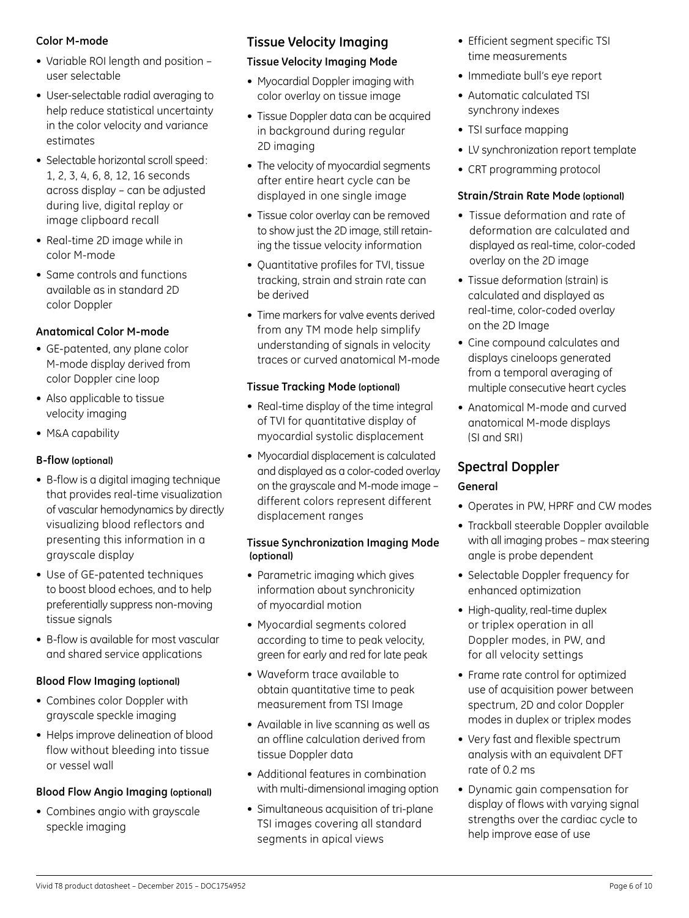### Color M-mode

- Variable ROI length and position – user selectable
- User-selectable radial averaging to help reduce statistical uncertainty in the color velocity and variance estimates
- Selectable horizontal scroll speed: 1, 2, 3, 4, 6, 8, 12, 16 seconds across display – can be adjusted during live, digital replay or image clipboard recall
- Real-time 2D image while in color M-mode
- Same controls and functions available as in standard 2D color Doppler

### Anatomical Color M-mode

- GE-patented, any plane color M-mode display derived from color Doppler cine loop
- Also applicable to tissue velocity imaging
- M&A capability

### B-flow (optional)

- B-flow is a digital imaging technique that provides real-time visualization of vascular hemodynamics by directly visualizing blood reflectors and presenting this information in a grayscale display
- Use of GE-patented techniques to boost blood echoes, and to help preferentially suppress non-moving tissue signals
- B-flow is available for most vascular and shared service applications

### Blood Flow Imaging (optional)

- Combines color Doppler with grayscale speckle imaging
- Helps improve delineation of blood flow without bleeding into tissue or vessel wall

### Blood Flow Angio Imaging (optional)

- Combines angio with grayscale speckle imaging

## Tissue Velocity Imaging

### Tissue Velocity Imaging Mode

- Myocardial Doppler imaging with color overlay on tissue image
- Tissue Doppler data can be acquired in background during regular 2D imaging
- The velocity of myocardial segments after entire heart cycle can be displayed in one single image
- Tissue color overlay can be removed to show just the 2D image, still retaining the tissue velocity information
- Quantitative profiles for TVI, tissue tracking, strain and strain rate can be derived
- Time markers for valve events derived from any TM mode help simplify understanding of signals in velocity traces or curved anatomical M-mode

### Tissue Tracking Mode (optional)

- Real-time display of the time integral of TVI for quantitative display of myocardial systolic displacement
- Myocardial displacement is calculated and displayed as a color-coded overlay on the grayscale and M-mode image – different colors represent different displacement ranges

### Tissue Synchronization Imaging Mode (optional)

- Parametric imaging which gives information about synchronicity of myocardial motion
- Myocardial segments colored according to time to peak velocity, green for early and red for late peak
- Waveform trace available to obtain quantitative time to peak measurement from TSI Image
- Available in live scanning as well as an offline calculation derived from tissue Doppler data
- Additional features in combination with multi-dimensional imaging option
- Simultaneous acquisition of tri-plane TSI images covering all standard segments in apical views
- Efficient segment specific TSI time measurements
- Immediate bull's eye report
- Automatic calculated TSI synchrony indexes
- TSI surface mapping
- LV synchronization report template
- CRT programming protocol

### Strain/Strain Rate Mode (optional)

- Tissue deformation and rate of deformation are calculated and displayed as real-time, color-coded overlay on the 2D image
- Tissue deformation (strain) is calculated and displayed as real-time, color-coded overlay on the 2D Image
- Cine compound calculates and displays cineloops generated from a temporal averaging of multiple consecutive heart cycles
- Anatomical M-mode and curved anatomical M-mode displays (SI and SRI)

## Spectral Doppler

### General

- Operates in PW, HPRF and CW modes
- Trackball steerable Doppler available with all imaging probes – max steering angle is probe dependent
- Selectable Doppler frequency for enhanced optimization
- High-quality, real-time duplex or triplex operation in all Doppler modes, in PW, and for all velocity settings
- Frame rate control for optimized use of acquisition power between spectrum, 2D and color Doppler modes in duplex or triplex modes
- Very fast and flexible spectrum analysis with an equivalent DFT rate of 0.2 ms
- Dynamic gain compensation for display of flows with varying signal strengths over the cardiac cycle to help improve ease of use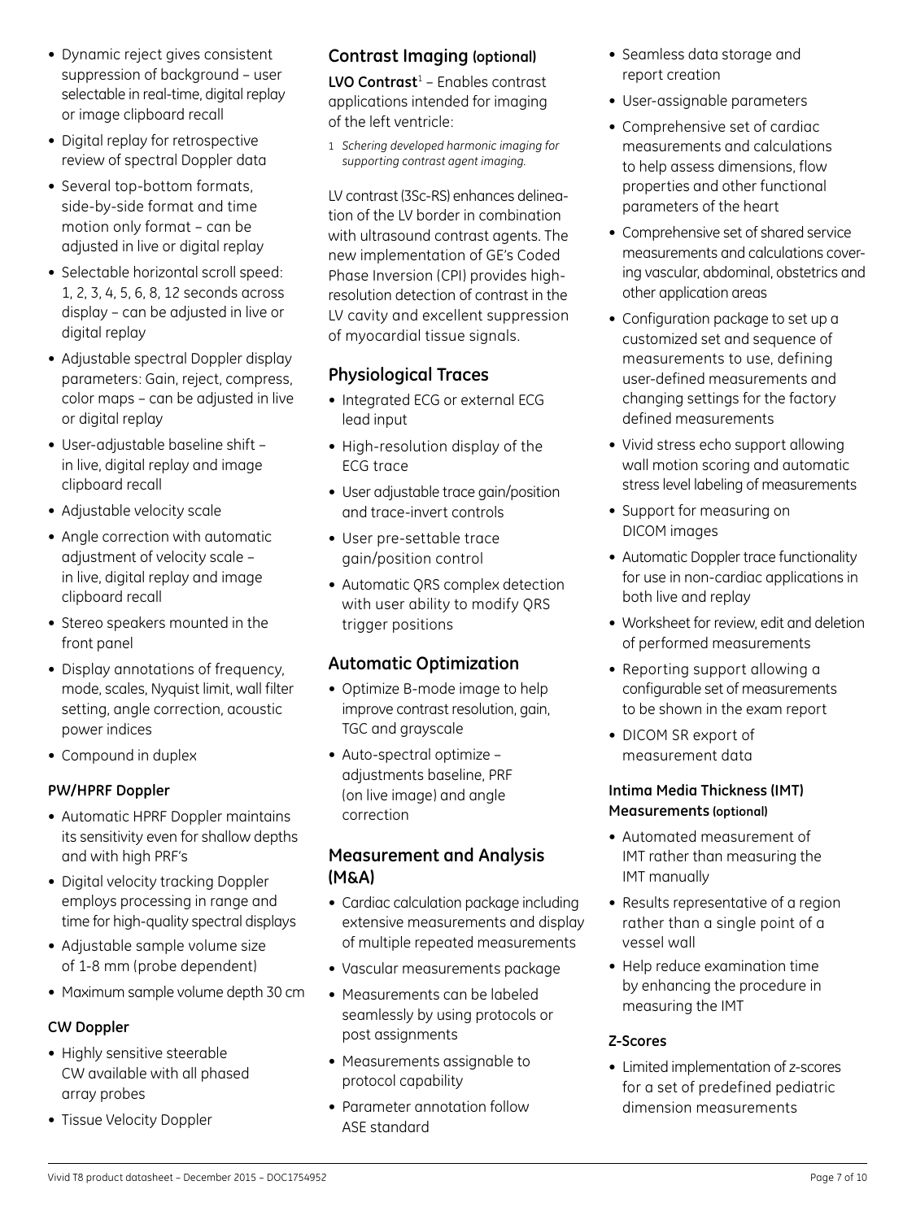- Dynamic reject gives consistent suppression of background – user selectable in real-time, digital replay or image clipboard recall
- Digital replay for retrospective review of spectral Doppler data
- Several top-bottom formats, side-by-side format and time motion only format – can be adjusted in live or digital replay
- Selectable horizontal scroll speed: 1, 2, 3, 4, 5, 6, 8, 12 seconds across display – can be adjusted in live or digital replay
- Adjustable spectral Doppler display parameters: Gain, reject, compress, color maps – can be adjusted in live or digital replay
- User-adjustable baseline shift – in live, digital replay and image clipboard recall
- Adjustable velocity scale
- Angle correction with automatic adjustment of velocity scale – in live, digital replay and image clipboard recall
- Stereo speakers mounted in the front panel
- Display annotations of frequency, mode, scales, Nyquist limit, wall filter setting, angle correction, acoustic power indices
- Compound in duplex

#### PW/HPRF Doppler

- Automatic HPRF Doppler maintains its sensitivity even for shallow depths and with high PRF's
- Digital velocity tracking Doppler employs processing in range and time for high-quality spectral displays
- Adjustable sample volume size of 1-8 mm (probe dependent)
- Maximum sample volume depth 30 cm

#### CW Doppler

- Highly sensitive steerable CW available with all phased array probes
- Tissue Velocity Doppler

### Contrast Imaging (optional)

**LVO Contrast**[1] – Enables contrast applications intended for imaging of the left ventricle:

1 *Schering developed harmonic imaging for supporting contrast agent imaging.*

LV contrast (3Sc-RS) enhances delineation of the LV border in combination with ultrasound contrast agents. The new implementation of GE's Coded Phase Inversion (CPI) provides high-resolution detection of contrast in the LV cavity and excellent suppression of myocardial tissue signals.

### Physiological Traces

- Integrated ECG or external ECG lead input
- High-resolution display of the ECG trace
- User adjustable trace gain/position and trace-invert controls
- User pre-settable trace gain/position control
- Automatic QRS complex detection with user ability to modify QRS trigger positions

### Automatic Optimization

- Optimize B-mode image to help improve contrast resolution, gain, TGC and grayscale
- Auto-spectral optimize – adjustments baseline, PRF (on live image) and angle correction

### Measurement and Analysis (M&A)

- Cardiac calculation package including extensive measurements and display of multiple repeated measurements
- Vascular measurements package
- Measurements can be labeled seamlessly by using protocols or post assignments
- Measurements assignable to protocol capability
- Parameter annotation follow ASE standard
- Seamless data storage and report creation
- User-assignable parameters
- Comprehensive set of cardiac measurements and calculations to help assess dimensions, flow properties and other functional parameters of the heart
- Comprehensive set of shared service measurements and calculations covering vascular, abdominal, obstetrics and other application areas
- Configuration package to set up a customized set and sequence of measurements to use, defining user-defined measurements and changing settings for the factory defined measurements
- Vivid stress echo support allowing wall motion scoring and automatic stress level labeling of measurements
- Support for measuring on DICOM images
- Automatic Doppler trace functionality for use in non-cardiac applications in both live and replay
- Worksheet for review, edit and deletion of performed measurements
- Reporting support allowing a configurable set of measurements to be shown in the exam report
- DICOM SR export of measurement data

#### Intima Media Thickness (IMT) Measurements (optional)

- Automated measurement of IMT rather than measuring the IMT manually
- Results representative of a region rather than a single point of a vessel wall
- Help reduce examination time by enhancing the procedure in measuring the IMT

#### Z-Scores

- Limited implementation of z-scores for a set of predefined pediatric dimension measurements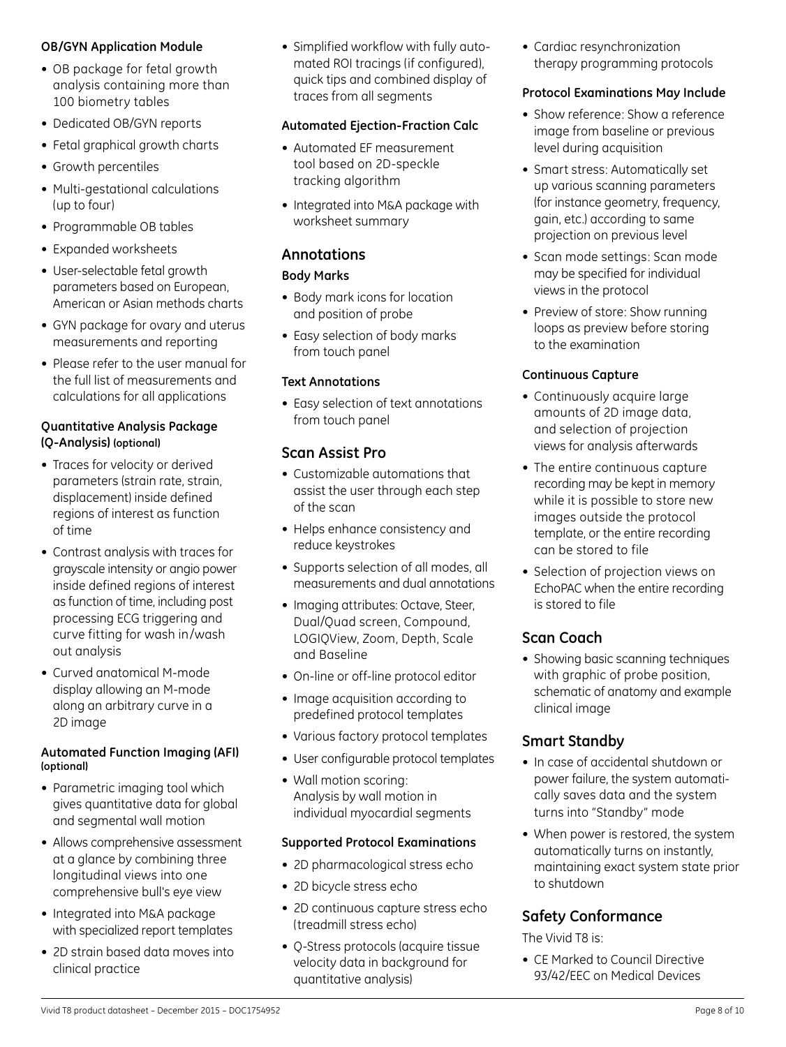#### OB/GYN Application Module

- OB package for fetal growth analysis containing more than 100 biometry tables
- Dedicated OB/GYN reports
- Fetal graphical growth charts
- Growth percentiles
- Multi-gestational calculations (up to four)
- Programmable OB tables
- Expanded worksheets
- User-selectable fetal growth parameters based on European, American or Asian methods charts
- GYN package for ovary and uterus measurements and reporting
- Please refer to the user manual for the full list of measurements and calculations for all applications

#### Quantitative Analysis Package (Q-Analysis) (optional)

- Traces for velocity or derived parameters (strain rate, strain, displacement) inside defined regions of interest as function of time
- Contrast analysis with traces for grayscale intensity or angio power inside defined regions of interest as function of time, including post processing ECG triggering and curve fitting for wash in/wash out analysis
- Curved anatomical M-mode display allowing an M-mode along an arbitrary curve in a 2D image

#### Automated Function Imaging (AFI) (optional)

- Parametric imaging tool which gives quantitative data for global and segmental wall motion
- Allows comprehensive assessment at a glance by combining three longitudinal views into one comprehensive bull's eye view
- Integrated into M&A package with specialized report templates
- 2D strain based data moves into clinical practice
- Simplified workflow with fully automated ROI tracings (if configured), quick tips and combined display of traces from all segments

#### Automated Ejection-Fraction Calc

- Automated EF measurement tool based on 2D-speckle tracking algorithm
- Integrated into M&A package with worksheet summary

## Annotations

#### Body Marks

- Body mark icons for location and position of probe
- Easy selection of body marks from touch panel

#### Text Annotations

- Easy selection of text annotations from touch panel

## Scan Assist Pro

- Customizable automations that assist the user through each step of the scan
- Helps enhance consistency and reduce keystrokes
- Supports selection of all modes, all measurements and dual annotations
- Imaging attributes: Octave, Steer, Dual/Quad screen, Compound, LOGIQView, Zoom, Depth, Scale and Baseline
- On-line or off-line protocol editor
- Image acquisition according to predefined protocol templates
- Various factory protocol templates
- User configurable protocol templates
- Wall motion scoring: Analysis by wall motion in individual myocardial segments

#### Supported Protocol Examinations

- 2D pharmacological stress echo
- 2D bicycle stress echo
- 2D continuous capture stress echo (treadmill stress echo)
- Q-Stress protocols (acquire tissue velocity data in background for quantitative analysis)
- Cardiac resynchronization therapy programming protocols

#### Protocol Examinations May Include

- Show reference: Show a reference image from baseline or previous level during acquisition
- Smart stress: Automatically set up various scanning parameters (for instance geometry, frequency, gain, etc.) according to same projection on previous level
- Scan mode settings: Scan mode may be specified for individual views in the protocol
- Preview of store: Show running loops as preview before storing to the examination

#### Continuous Capture

- Continuously acquire large amounts of 2D image data, and selection of projection views for analysis afterwards
- The entire continuous capture recording may be kept in memory while it is possible to store new images outside the protocol template, or the entire recording can be stored to file
- Selection of projection views on EchoPAC when the entire recording is stored to file

## Scan Coach

- Showing basic scanning techniques with graphic of probe position, schematic of anatomy and example clinical image

## Smart Standby

- In case of accidental shutdown or power failure, the system automatically saves data and the system turns into "Standby" mode
- When power is restored, the system automatically turns on instantly, maintaining exact system state prior to shutdown

## Safety Conformance

The Vivid T8 is:

- CE Marked to Council Directive 93/42/EEC on Medical Devices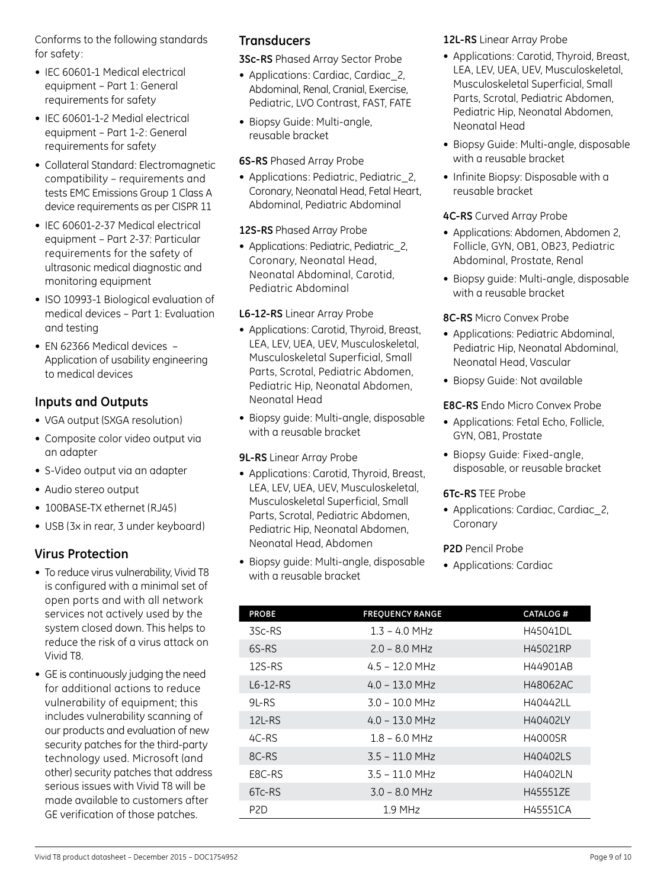Conforms to the following standards for safety:

- IEC 60601-1 Medical electrical equipment – Part 1: General requirements for safety
- IEC 60601-1-2 Medial electrical equipment – Part 1-2: General requirements for safety
- Collateral Standard: Electromagnetic compatibility – requirements and tests EMC Emissions Group 1 Class A device requirements as per CISPR 11
- IEC 60601-2-37 Medical electrical equipment – Part 2-37: Particular requirements for the safety of ultrasonic medical diagnostic and monitoring equipment
- ISO 10993-1 Biological evaluation of medical devices – Part 1: Evaluation and testing
- EN 62366 Medical devices – Application of usability engineering to medical devices

## Inputs and Outputs

- VGA output (SXGA resolution)
- Composite color video output via an adapter
- S-Video output via an adapter
- Audio stereo output
- 100BASE-TX ethernet (RJ45)
- USB (3x in rear, 3 under keyboard)

## Virus Protection

- To reduce virus vulnerability, Vivid T8 is configured with a minimal set of open ports and with all network services not actively used by the system closed down. This helps to reduce the risk of a virus attack on Vivid T8.
- GE is continuously judging the need for additional actions to reduce vulnerability of equipment; this includes vulnerability scanning of our products and evaluation of new security patches for the third-party technology used. Microsoft (and other) security patches that address serious issues with Vivid T8 will be made available to customers after GE verification of those patches.

## Transducers

**3Sc-RS** Phased Array Sector Probe

- Applications: Cardiac, Cardiac_2, Abdominal, Renal, Cranial, Exercise, Pediatric, LVO Contrast, FAST, FATE
- Biopsy Guide: Multi-angle, reusable bracket

**6S-RS** Phased Array Probe

- Applications: Pediatric, Pediatric_2, Coronary, Neonatal Head, Fetal Heart, Abdominal, Pediatric Abdominal

**12S-RS** Phased Array Probe

- Applications: Pediatric, Pediatric_2, Coronary, Neonatal Head, Neonatal Abdominal, Carotid, Pediatric Abdominal

**L6-12-RS** Linear Array Probe

- Applications: Carotid, Thyroid, Breast, LEA, LEV, UEA, UEV, Musculoskeletal, Musculoskeletal Superficial, Small Parts, Scrotal, Pediatric Abdomen, Pediatric Hip, Neonatal Abdomen, Neonatal Head
- Biopsy guide: Multi-angle, disposable with a reusable bracket

**9L-RS** Linear Array Probe

- Applications: Carotid, Thyroid, Breast, LEA, LEV, UEA, UEV, Musculoskeletal, Musculoskeletal Superficial, Small Parts, Scrotal, Pediatric Abdomen, Pediatric Hip, Neonatal Abdomen, Neonatal Head, Abdomen
- Biopsy guide: Multi-angle, disposable with a reusable bracket

**12L-RS** Linear Array Probe

- Applications: Carotid, Thyroid, Breast, LEA, LEV, UEA, UEV, Musculoskeletal, Musculoskeletal Superficial, Small Parts, Scrotal, Pediatric Abdomen, Pediatric Hip, Neonatal Abdomen, Neonatal Head
- Biopsy Guide: Multi-angle, disposable with a reusable bracket
- Infinite Biopsy: Disposable with a reusable bracket

**4C-RS** Curved Array Probe

- Applications: Abdomen, Abdomen 2, Follicle, GYN, OB1, OB23, Pediatric Abdominal, Prostate, Renal
- Biopsy guide: Multi-angle, disposable with a reusable bracket

**8C-RS** Micro Convex Probe

- Applications: Pediatric Abdominal, Pediatric Hip, Neonatal Abdominal, Neonatal Head, Vascular
- Biopsy Guide: Not available

**E8C-RS** Endo Micro Convex Probe

- Applications: Fetal Echo, Follicle, GYN, OB1, Prostate
- Biopsy Guide: Fixed-angle, disposable, or reusable bracket

**6Tc-RS** TEE Probe

- Applications: Cardiac, Cardiac_2, Coronary

**P2D** Pencil Probe

- Applications: Cardiac

| PROBE | FREQUENCY RANGE | CATALOG # |
|---|---|---|
| 3Sc-RS | 1.3 – 4.0 MHz | H45041DL |
| 6S-RS | 2.0 – 8.0 MHz | H45021RP |
| 12S-RS | 4.5 – 12.0 MHz | H44901AB |
| L6-12-RS | 4.0 – 13.0 MHz | H48062AC |
| 9L-RS | 3.0 – 10.0 MHz | H40442LL |
| 12L-RS | 4.0 – 13.0 MHz | H40402LY |
| 4C-RS | 1.8 – 6.0 MHz | H4000SR |
| 8C-RS | 3.5 – 11.0 MHz | H40402LS |
| E8C-RS | 3.5 – 11.0 MHz | H40402LN |
| 6Tc-RS | 3.0 – 8.0 MHz | H45551ZE |
| P2D | 1.9 MHz | H45551CA |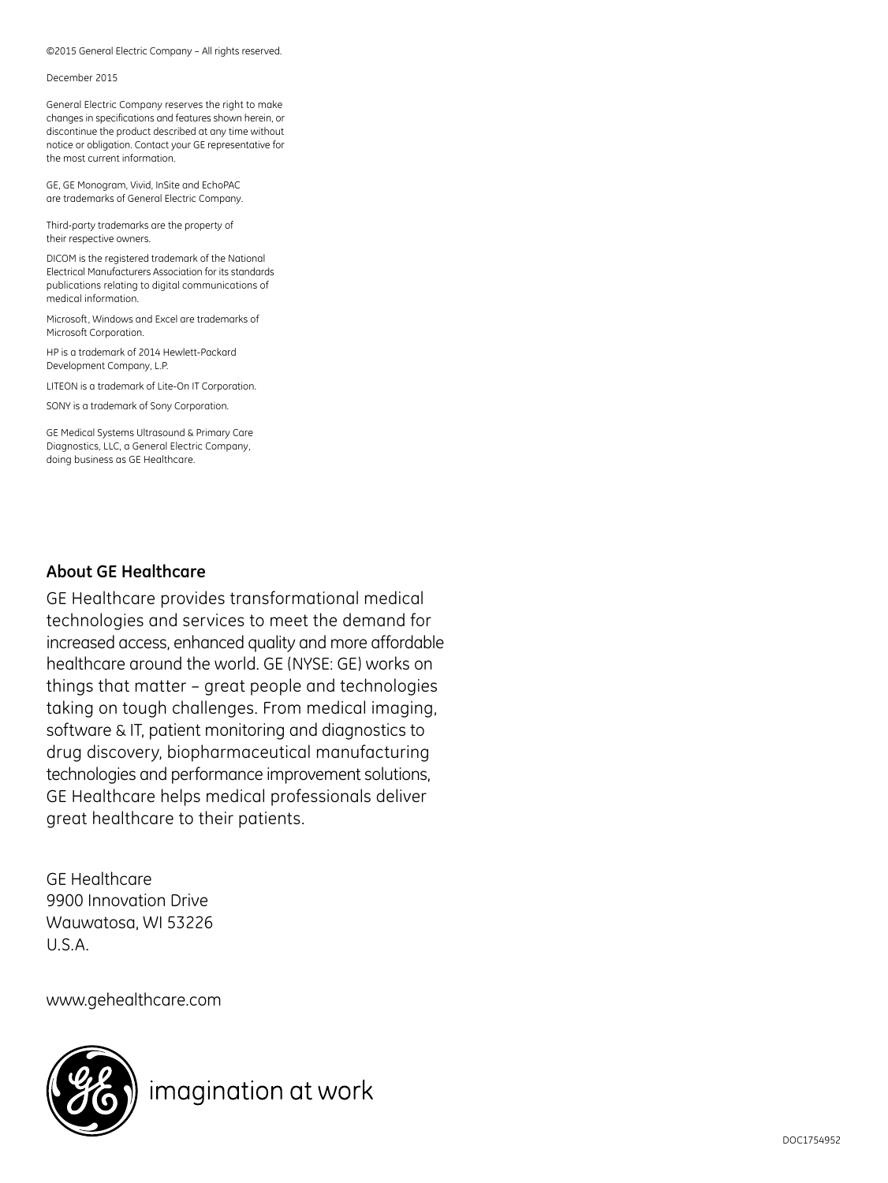©2015 General Electric Company – All rights reserved.

December 2015

General Electric Company reserves the right to make changes in specifications and features shown herein, or discontinue the product described at any time without notice or obligation. Contact your GE representative for the most current information.

GE, GE Monogram, Vivid, InSite and EchoPAC are trademarks of General Electric Company.

Third-party trademarks are the property of their respective owners.

DICOM is the registered trademark of the National Electrical Manufacturers Association for its standards publications relating to digital communications of medical information.

Microsoft, Windows and Excel are trademarks of Microsoft Corporation.

HP is a trademark of 2014 Hewlett-Packard Development Company, L.P.

LITEON is a trademark of Lite-On IT Corporation.

SONY is a trademark of Sony Corporation.

GE Medical Systems Ultrasound & Primary Care Diagnostics, LLC, a General Electric Company, doing business as GE Healthcare.

**About GE Healthcare**

GE Healthcare provides transformational medical technologies and services to meet the demand for increased access, enhanced quality and more affordable healthcare around the world. GE (NYSE: GE) works on things that matter – great people and technologies taking on tough challenges. From medical imaging, software & IT, patient monitoring and diagnostics to drug discovery, biopharmaceutical manufacturing technologies and performance improvement solutions, GE Healthcare helps medical professionals deliver great healthcare to their patients.

GE Healthcare
9900 Innovation Drive
Wauwatosa, WI 53226
U.S.A.

www.gehealthcare.com

imagination at work

DOC1754952